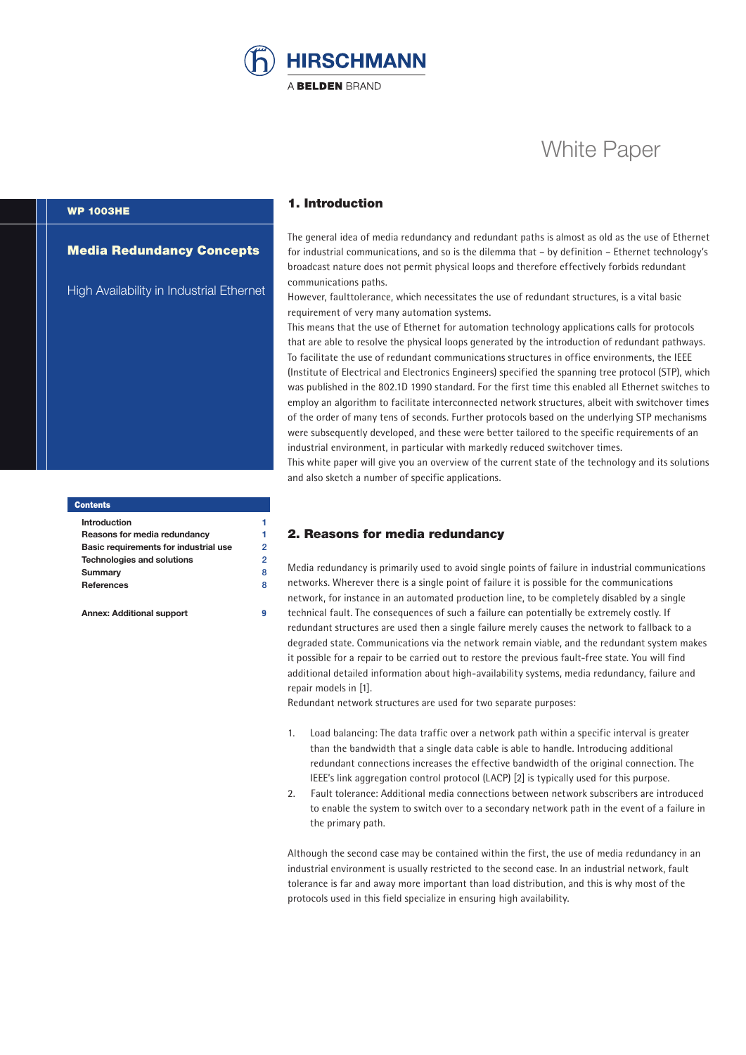HIRSCHMANN

A BELDEN BRAND

White Paper

WP 1003HE

# Media Redundancy Concepts

High Availability in Industrial Ethernet

**Contents**

| | |
|---|---|
| Introduction | 1 |
| Reasons for media redundancy | 1 |
| Basic requirements for industrial use | 2 |
| Technologies and solutions | 2 |
| Summary | 8 |
| References | 8 |
| Annex: Additional support | 9 |

## 1. Introduction

The general idea of media redundancy and redundant paths is almost as old as the use of Ethernet for industrial communications, and so is the dilemma that – by definition – Ethernet technology's broadcast nature does not permit physical loops and therefore effectively forbids redundant communications paths.
However, faulttolerance, which necessitates the use of redundant structures, is a vital basic requirement of very many automation systems.
This means that the use of Ethernet for automation technology applications calls for protocols that are able to resolve the physical loops generated by the introduction of redundant pathways.
To facilitate the use of redundant communications structures in office environments, the IEEE (Institute of Electrical and Electronics Engineers) specified the spanning tree protocol (STP), which was published in the 802.1D 1990 standard. For the first time this enabled all Ethernet switches to employ an algorithm to facilitate interconnected network structures, albeit with switchover times of the order of many tens of seconds. Further protocols based on the underlying STP mechanisms were subsequently developed, and these were better tailored to the specific requirements of an industrial environment, in particular with markedly reduced switchover times.
This white paper will give you an overview of the current state of the technology and its solutions and also sketch a number of specific applications.

## 2. Reasons for media redundancy

Media redundancy is primarily used to avoid single points of failure in industrial communications networks. Wherever there is a single point of failure it is possible for the communications network, for instance in an automated production line, to be completely disabled by a single technical fault. The consequences of such a failure can potentially be extremely costly. If redundant structures are used then a single failure merely causes the network to fallback to a degraded state. Communications via the network remain viable, and the redundant system makes it possible for a repair to be carried out to restore the previous fault-free state. You will find additional detailed information about high-availability systems, media redundancy, failure and repair models in [1].
Redundant network structures are used for two separate purposes:

1. Load balancing: The data traffic over a network path within a specific interval is greater than the bandwidth that a single data cable is able to handle. Introducing additional redundant connections increases the effective bandwidth of the original connection. The IEEE's link aggregation control protocol (LACP) [2] is typically used for this purpose.
2. Fault tolerance: Additional media connections between network subscribers are introduced to enable the system to switch over to a secondary network path in the event of a failure in the primary path.

Although the second case may be contained within the first, the use of media redundancy in an industrial environment is usually restricted to the second case. In an industrial network, fault tolerance is far and away more important than load distribution, and this is why most of the protocols used in this field specialize in ensuring high availability.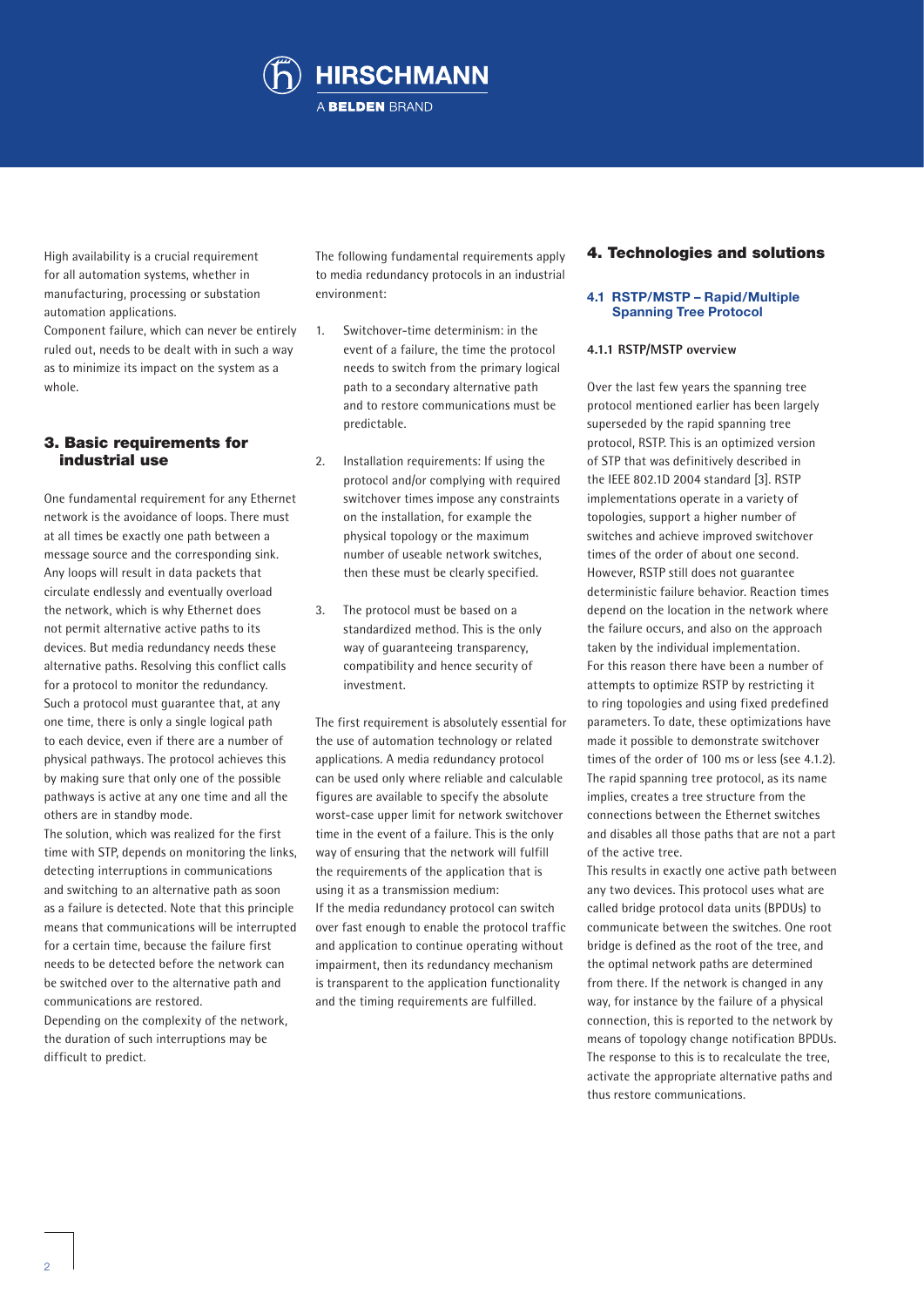High availability is a crucial requirement for all automation systems, whether in manufacturing, processing or substation automation applications.
Component failure, which can never be entirely ruled out, needs to be dealt with in such a way as to minimize its impact on the system as a whole.

## 3. Basic requirements for industrial use

One fundamental requirement for any Ethernet network is the avoidance of loops. There must at all times be exactly one path between a message source and the corresponding sink. Any loops will result in data packets that circulate endlessly and eventually overload the network, which is why Ethernet does not permit alternative active paths to its devices. But media redundancy needs these alternative paths. Resolving this conflict calls for a protocol to monitor the redundancy. Such a protocol must guarantee that, at any one time, there is only a single logical path to each device, even if there are a number of physical pathways. The protocol achieves this by making sure that only one of the possible pathways is active at any one time and all the others are in standby mode.
The solution, which was realized for the first time with STP, depends on monitoring the links, detecting interruptions in communications and switching to an alternative path as soon as a failure is detected. Note that this principle means that communications will be interrupted for a certain time, because the failure first needs to be detected before the network can be switched over to the alternative path and communications are restored.
Depending on the complexity of the network, the duration of such interruptions may be difficult to predict.

The following fundamental requirements apply to media redundancy protocols in an industrial environment:

1. Switchover-time determinism: in the event of a failure, the time the protocol needs to switch from the primary logical path to a secondary alternative path and to restore communications must be predictable.
2. Installation requirements: If using the protocol and/or complying with required switchover times impose any constraints on the installation, for example the physical topology or the maximum number of useable network switches, then these must be clearly specified.
3. The protocol must be based on a standardized method. This is the only way of guaranteeing transparency, compatibility and hence security of investment.

The first requirement is absolutely essential for the use of automation technology or related applications. A media redundancy protocol can be used only where reliable and calculable figures are available to specify the absolute worst-case upper limit for network switchover time in the event of a failure. This is the only way of ensuring that the network will fulfill the requirements of the application that is using it as a transmission medium:
If the media redundancy protocol can switch over fast enough to enable the protocol traffic and application to continue operating without impairment, then its redundancy mechanism is transparent to the application functionality and the timing requirements are fulfilled.

## 4. Technologies and solutions

### 4.1 RSTP/MSTP – Rapid/Multiple Spanning Tree Protocol

#### 4.1.1 RSTP/MSTP overview

Over the last few years the spanning tree protocol mentioned earlier has been largely superseded by the rapid spanning tree protocol, RSTP. This is an optimized version of STP that was definitively described in the IEEE 802.1D 2004 standard [3]. RSTP implementations operate in a variety of topologies, support a higher number of switches and achieve improved switchover times of the order of about one second. However, RSTP still does not guarantee deterministic failure behavior. Reaction times depend on the location in the network where the failure occurs, and also on the approach taken by the individual implementation.
For this reason there have been a number of attempts to optimize RSTP by restricting it to ring topologies and using fixed predefined parameters. To date, these optimizations have made it possible to demonstrate switchover times of the order of 100 ms or less (see 4.1.2).
The rapid spanning tree protocol, as its name implies, creates a tree structure from the connections between the Ethernet switches and disables all those paths that are not a part of the active tree.
This results in exactly one active path between any two devices. This protocol uses what are called bridge protocol data units (BPDUs) to communicate between the switches. One root bridge is defined as the root of the tree, and the optimal network paths are determined from there. If the network is changed in any way, for instance by the failure of a physical connection, this is reported to the network by means of topology change notification BPDUs. The response to this is to recalculate the tree, activate the appropriate alternative paths and thus restore communications.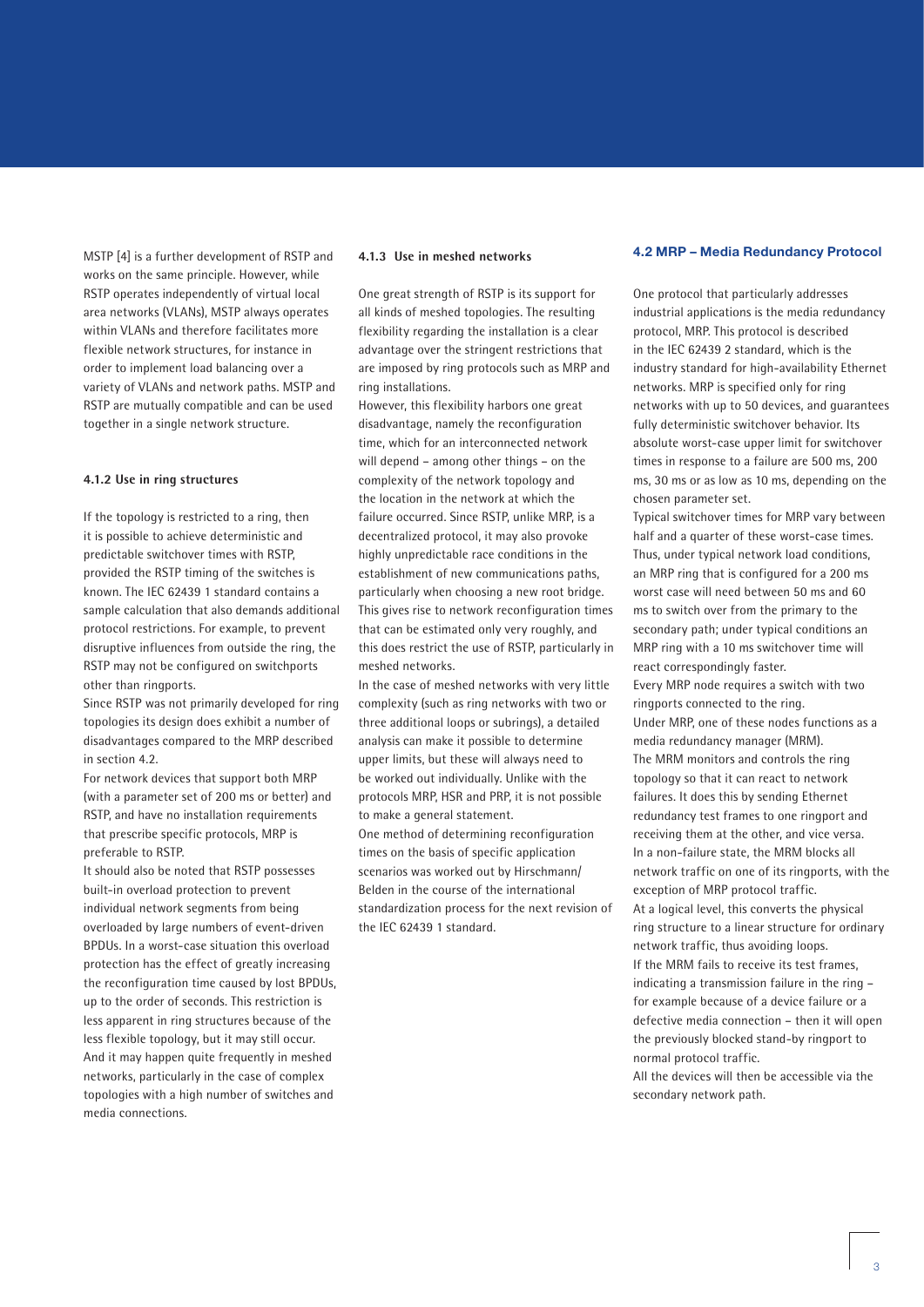MSTP [4] is a further development of RSTP and works on the same principle. However, while RSTP operates independently of virtual local area networks (VLANs), MSTP always operates within VLANs and therefore facilitates more flexible network structures, for instance in order to implement load balancing over a variety of VLANs and network paths. MSTP and RSTP are mutually compatible and can be used together in a single network structure.

#### 4.1.2 Use in ring structures

If the topology is restricted to a ring, then it is possible to achieve deterministic and predictable switchover times with RSTP, provided the RSTP timing of the switches is known. The IEC 62439 1 standard contains a sample calculation that also demands additional protocol restrictions. For example, to prevent disruptive influences from outside the ring, the RSTP may not be configured on switchports other than ringports.

Since RSTP was not primarily developed for ring topologies its design does exhibit a number of disadvantages compared to the MRP described in section 4.2.

For network devices that support both MRP (with a parameter set of 200 ms or better) and RSTP, and have no installation requirements that prescribe specific protocols, MRP is preferable to RSTP.

It should also be noted that RSTP possesses built-in overload protection to prevent individual network segments from being overloaded by large numbers of event-driven BPDUs. In a worst-case situation this overload protection has the effect of greatly increasing the reconfiguration time caused by lost BPDUs, up to the order of seconds. This restriction is less apparent in ring structures because of the less flexible topology, but it may still occur. And it may happen quite frequently in meshed networks, particularly in the case of complex topologies with a high number of switches and media connections.

#### 4.1.3 Use in meshed networks

One great strength of RSTP is its support for all kinds of meshed topologies. The resulting flexibility regarding the installation is a clear advantage over the stringent restrictions that are imposed by ring protocols such as MRP and ring installations.

However, this flexibility harbors one great disadvantage, namely the reconfiguration time, which for an interconnected network will depend – among other things – on the complexity of the network topology and the location in the network at which the failure occurred. Since RSTP, unlike MRP, is a decentralized protocol, it may also provoke highly unpredictable race conditions in the establishment of new communications paths, particularly when choosing a new root bridge. This gives rise to network reconfiguration times that can be estimated only very roughly, and this does restrict the use of RSTP, particularly in meshed networks.

In the case of meshed networks with very little complexity (such as ring networks with two or three additional loops or subrings), a detailed analysis can make it possible to determine upper limits, but these will always need to be worked out individually. Unlike with the protocols MRP, HSR and PRP, it is not possible to make a general statement.

One method of determining reconfiguration times on the basis of specific application scenarios was worked out by Hirschmann/Belden in the course of the international standardization process for the next revision of the IEC 62439 1 standard.

### 4.2 MRP – Media Redundancy Protocol

One protocol that particularly addresses industrial applications is the media redundancy protocol, MRP. This protocol is described in the IEC 62439 2 standard, which is the industry standard for high-availability Ethernet networks. MRP is specified only for ring networks with up to 50 devices, and guarantees fully deterministic switchover behavior. Its absolute worst-case upper limit for switchover times in response to a failure are 500 ms, 200 ms, 30 ms or as low as 10 ms, depending on the chosen parameter set.

Typical switchover times for MRP vary between half and a quarter of these worst-case times. Thus, under typical network load conditions, an MRP ring that is configured for a 200 ms worst case will need between 50 ms and 60 ms to switch over from the primary to the secondary path; under typical conditions an MRP ring with a 10 ms switchover time will react correspondingly faster.

Every MRP node requires a switch with two ringports connected to the ring.

Under MRP, one of these nodes functions as a media redundancy manager (MRM).

The MRM monitors and controls the ring topology so that it can react to network failures. It does this by sending Ethernet redundancy test frames to one ringport and receiving them at the other, and vice versa. In a non-failure state, the MRM blocks all network traffic on one of its ringports, with the exception of MRP protocol traffic.

At a logical level, this converts the physical ring structure to a linear structure for ordinary network traffic, thus avoiding loops.

If the MRM fails to receive its test frames, indicating a transmission failure in the ring – for example because of a device failure or a defective media connection – then it will open the previously blocked stand-by ringport to normal protocol traffic.

All the devices will then be accessible via the secondary network path.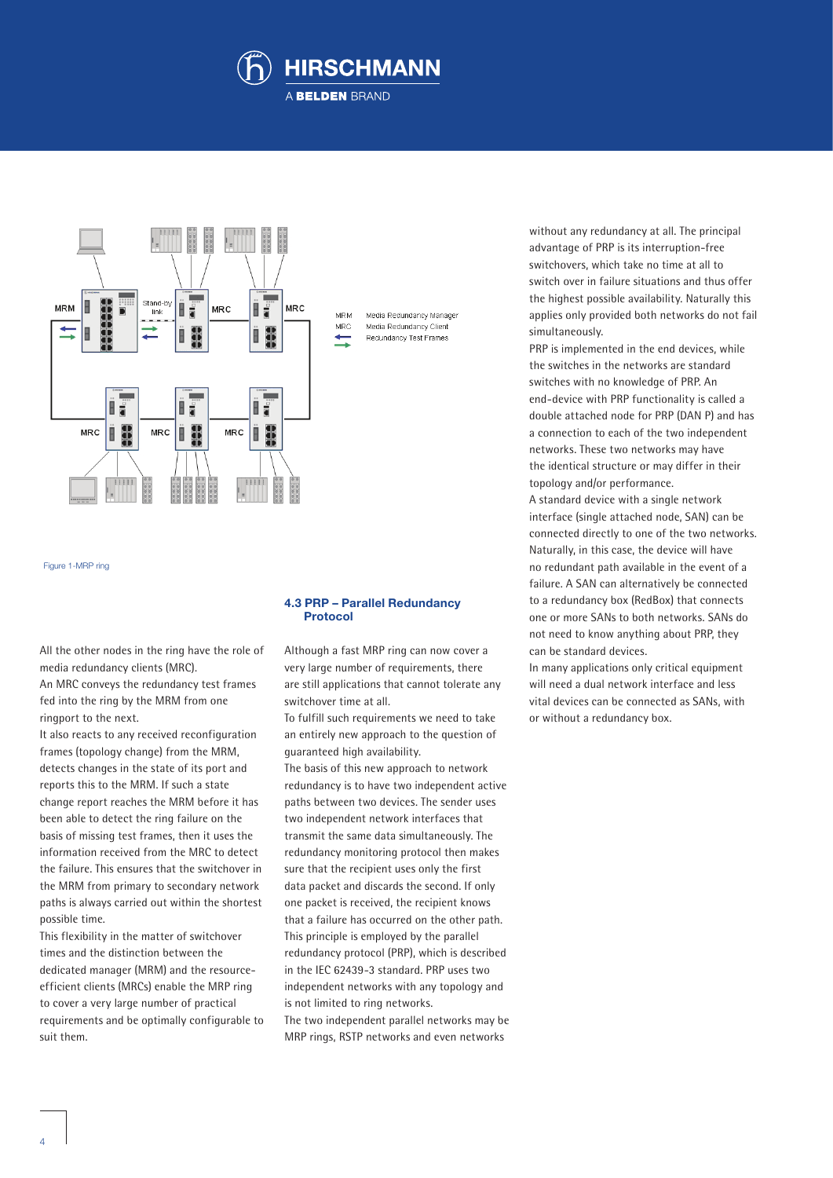Figure 1-MRP ring

All the other nodes in the ring have the role of media redundancy clients (MRC).
An MRC conveys the redundancy test frames fed into the ring by the MRM from one ringport to the next.
It also reacts to any received reconfiguration frames (topology change) from the MRM, detects changes in the state of its port and reports this to the MRM. If such a change report reaches the MRM before it has been able to detect the ring failure on the basis of missing test frames, then it uses the information received from the MRC to detect the failure. This ensures that the switchover in the MRM from primary to secondary network paths is always carried out within the shortest possible time.
This flexibility in the matter of switchover times and the distinction between the dedicated manager (MRM) and the resource-efficient clients (MRCs) enable the MRP ring to cover a very large number of practical requirements and be optimally configurable to suit them.

## 4.3 PRP – Parallel Redundancy Protocol

Although a fast MRP ring can now cover a very large number of requirements, there are still applications that cannot tolerate any switchover time at all.
To fulfill such requirements we need to take an entirely new approach to the question of guaranteed high availability.
The basis of this new approach to network redundancy is to have two independent active paths between two devices. The sender uses two independent network interfaces that transmit the same data simultaneously. The redundancy monitoring protocol then makes sure that the recipient uses only the first data packet and discards the second. If only one packet is received, the recipient knows that a failure has occurred on the other path.
This principle is employed by the parallel redundancy protocol (PRP), which is described in the IEC 62439-3 standard. PRP uses two independent networks with any topology and is not limited to ring networks.
The two independent parallel networks may be MRP rings, RSTP networks and even networks without any redundancy at all. The principal advantage of PRP is its interruption-free switchovers, which take no time at all to switch over in failure situations and thus offer the highest possible availability. Naturally this applies only provided both networks do not fail simultaneously.
PRP is implemented in the end devices, while the switches in the networks are standard switches with no knowledge of PRP. An end-device with PRP functionality is called a double attached node for PRP (DAN P) and has a connection to each of the two independent networks. These two networks may have the identical structure or may differ in their topology and/or performance.
A standard device with a single network interface (single attached node, SAN) can be connected directly to one of the two networks. Naturally, in this case, the device will have no redundant path available in the event of a failure. A SAN can alternatively be connected to a redundancy box (RedBox) that connects one or more SANs to both networks. SANs do not need to know anything about PRP, they can be standard devices.
In many applications only critical equipment will need a dual network interface and less vital devices can be connected as SANs, with or without a redundancy box.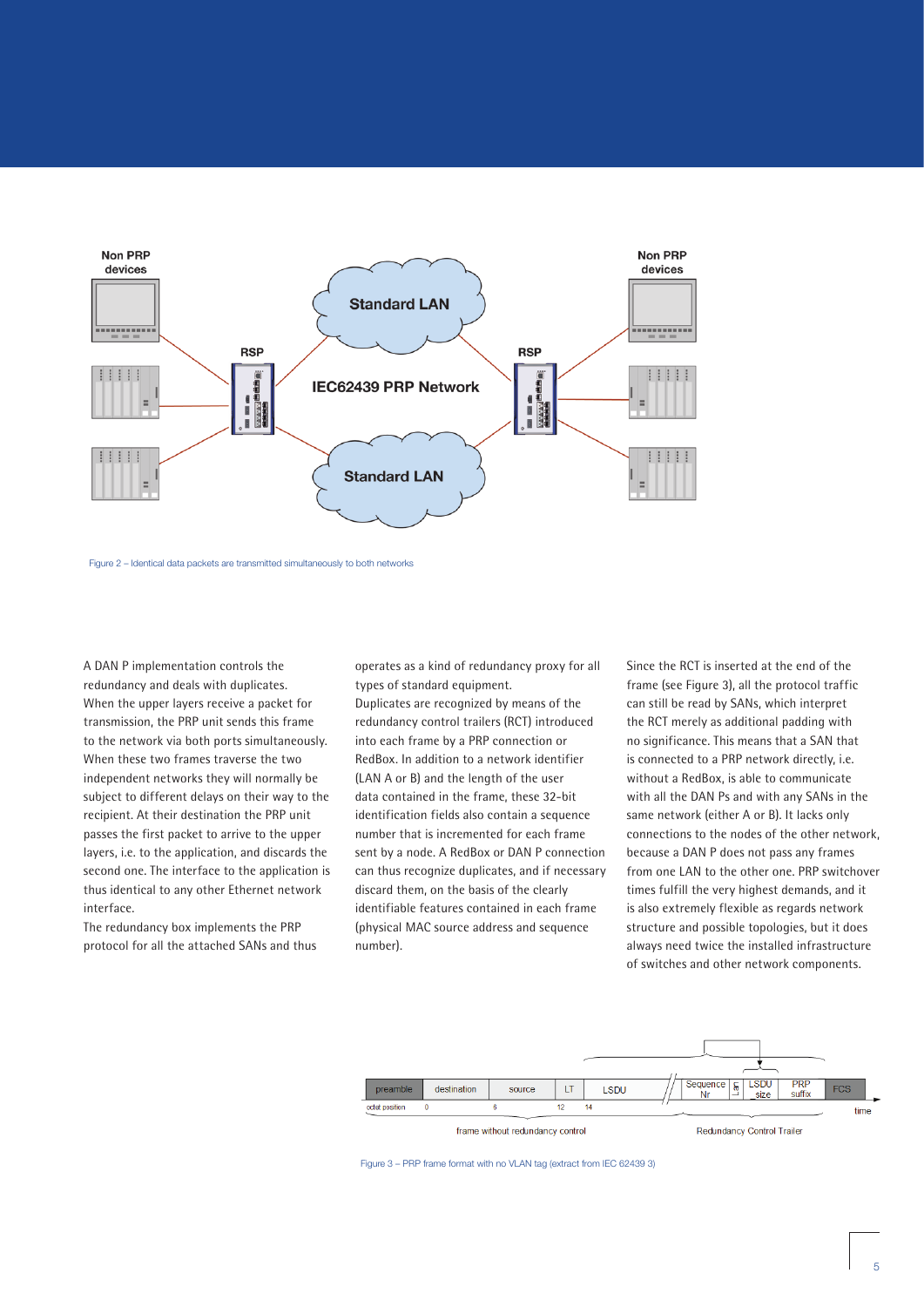Figure 2 – Identical data packets are transmitted simultaneously to both networks

A DAN P implementation controls the redundancy and deals with duplicates. When the upper layers receive a packet for transmission, the PRP unit sends this frame to the network via both ports simultaneously. When these two frames traverse the two independent networks they will normally be subject to different delays on their way to the recipient. At their destination the PRP unit passes the first packet to arrive to the upper layers, i.e. to the application, and discards the second one. The interface to the application is thus identical to any other Ethernet network interface.

The redundancy box implements the PRP protocol for all the attached SANs and thus operates as a kind of redundancy proxy for all types of standard equipment.

Duplicates are recognized by means of the redundancy control trailers (RCT) introduced into each frame by a PRP connection or RedBox. In addition to a network identifier (LAN A or B) and the length of the user data contained in the frame, these 32-bit identification fields also contain a sequence number that is incremented for each frame sent by a node. A RedBox or DAN P connection can thus recognize duplicates, and if necessary discard them, on the basis of the clearly identifiable features contained in each frame (physical MAC source address and sequence number).

Since the RCT is inserted at the end of the frame (see Figure 3), all the protocol traffic can still be read by SANs, which interpret the RCT merely as additional padding with no significance. This means that a SAN that is connected to a PRP network directly, i.e. without a RedBox, is able to communicate with all the DAN Ps and with any SANs in the same network (either A or B). It lacks only connections to the nodes of the other network, because a DAN P does not pass any frames from one LAN to the other one. PRP switchover times fulfill the very highest demands, and it is also extremely flexible as regards network structure and possible topologies, but it does always need twice the installed infrastructure of switches and other network components.

Figure 3 – PRP frame format with no VLAN tag (extract from IEC 62439 3)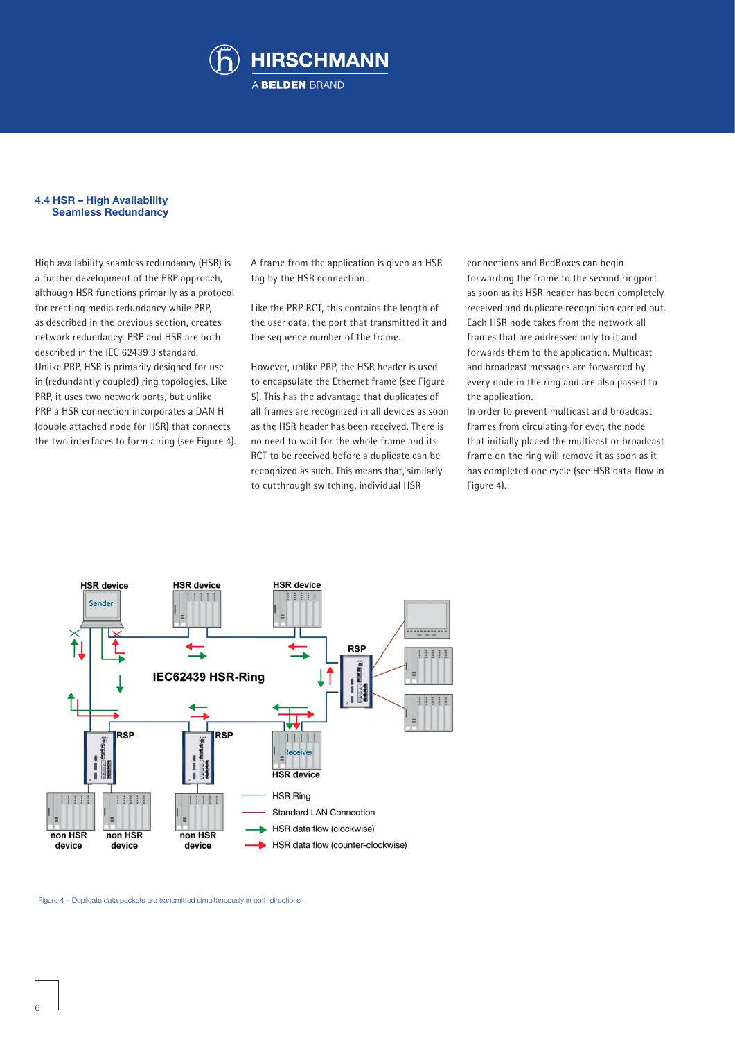## 4.4 HSR – High Availability Seamless Redundancy

High availability seamless redundancy (HSR) is a further development of the PRP approach, although HSR functions primarily as a protocol for creating media redundancy while PRP, as described in the previous section, creates network redundancy. PRP and HSR are both described in the IEC 62439 3 standard. Unlike PRP, HSR is primarily designed for use in (redundantly coupled) ring topologies. Like PRP, it uses two network ports, but unlike PRP a HSR connection incorporates a DAN H (double attached node for HSR) that connects the two interfaces to form a ring (see Figure 4).

A frame from the application is given an HSR tag by the HSR connection.

Like the PRP RCT, this contains the length of the user data, the port that transmitted it and the sequence number of the frame.

However, unlike PRP, the HSR header is used to encapsulate the Ethernet frame (see Figure 5). This has the advantage that duplicates of all frames are recognized in all devices as soon as the HSR header has been received. There is no need to wait for the whole frame and its RCT to be received before a duplicate can be recognized as such. This means that, similarly to cutthrough switching, individual HSR connections and RedBoxes can begin forwarding the frame to the second ringport as soon as its HSR header has been completely received and duplicate recognition carried out. Each HSR node takes from the network all frames that are addressed only to it and forwards them to the application. Multicast and broadcast messages are forwarded by every node in the ring and are also passed to the application.
In order to prevent multicast and broadcast frames from circulating for ever, the node that initially placed the multicast or broadcast frame on the ring will remove it as soon as it has completed one cycle (see HSR data flow in Figure 4).

Figure 4 – Duplicate data packets are transmitted simultaneously in both directions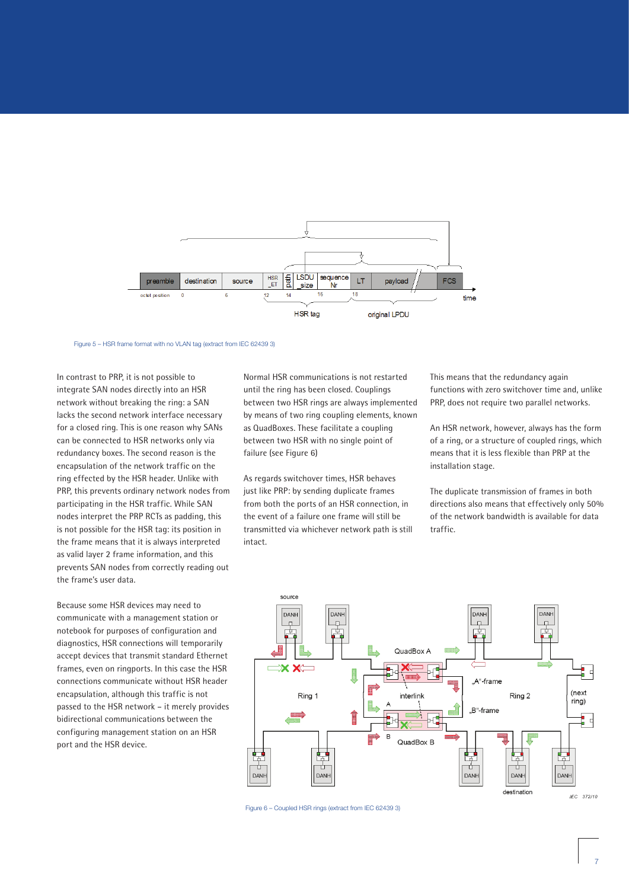Figure 5 – HSR frame format with no VLAN tag (extract from IEC 62439 3)

In contrast to PRP, it is not possible to integrate SAN nodes directly into an HSR network without breaking the ring: a SAN lacks the second network interface necessary for a closed ring. This is one reason why SANs can be connected to HSR networks only via redundancy boxes. The second reason is the encapsulation of the network traffic on the ring effected by the HSR header. Unlike with PRP, this prevents ordinary network nodes from participating in the HSR traffic. While SAN nodes interpret the PRP RCTs as padding, this is not possible for the HSR tag: its position in the frame means that it is always interpreted as valid layer 2 frame information, and this prevents SAN nodes from correctly reading out the frame's user data.

Because some HSR devices may need to communicate with a management station or notebook for purposes of configuration and diagnostics, HSR connections will temporarily accept devices that transmit standard Ethernet frames, even on ringports. In this case the HSR connections communicate without HSR header encapsulation, although this traffic is not passed to the HSR network – it merely provides bidirectional communications between the configuring management station on an HSR port and the HSR device.

Normal HSR communications is not restarted until the ring has been closed. Couplings between two HSR rings are always implemented by means of two ring coupling elements, known as QuadBoxes. These facilitate a coupling between two HSR with no single point of failure (see Figure 6)

As regards switchover times, HSR behaves just like PRP: by sending duplicate frames from both the ports of an HSR connection, in the event of a failure one frame will still be transmitted via whichever network path is still intact.

This means that the redundancy again functions with zero switchover time and, unlike PRP, does not require two parallel networks.

An HSR network, however, always has the form of a ring, or a structure of coupled rings, which means that it is less flexible than PRP at the installation stage.

The duplicate transmission of frames in both directions also means that effectively only 50% of the network bandwidth is available for data traffic.

Figure 6 – Coupled HSR rings (extract from IEC 62439 3)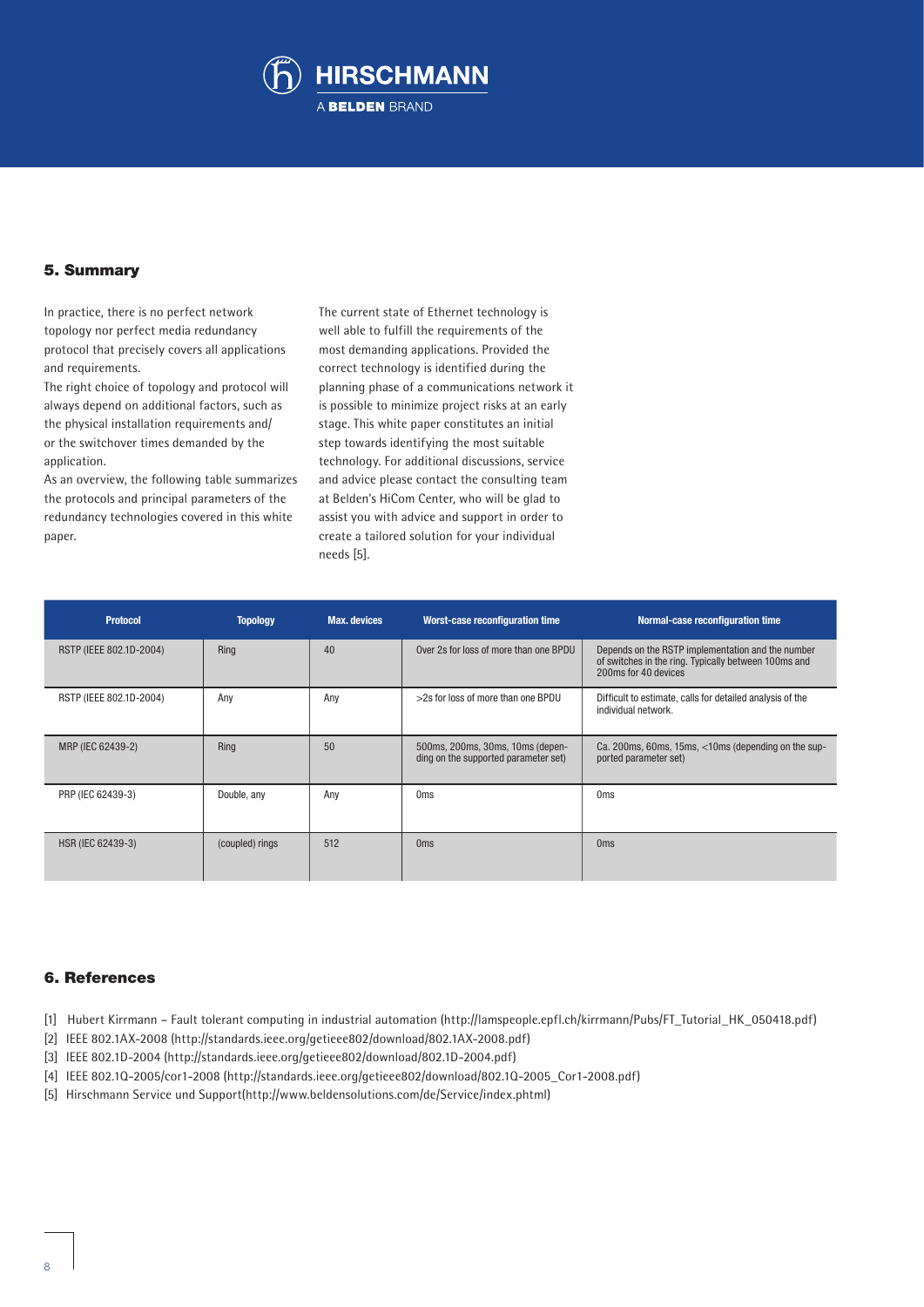## 5. Summary

In practice, there is no perfect network topology nor perfect media redundancy protocol that precisely covers all applications and requirements.
The right choice of topology and protocol will always depend on additional factors, such as the physical installation requirements and/or the switchover times demanded by the application.
As an overview, the following table summarizes the protocols and principal parameters of the redundancy technologies covered in this white paper.

The current state of Ethernet technology is well able to fulfill the requirements of the most demanding applications. Provided the correct technology is identified during the planning phase of a communications network it is possible to minimize project risks at an early stage. This white paper constitutes an initial step towards identifying the most suitable technology. For additional discussions, service and advice please contact the consulting team at Belden's HiCom Center, who will be glad to assist you with advice and support in order to create a tailored solution for your individual needs [5].

| Protocol | Topology | Max. devices | Worst-case reconfiguration time | Normal-case reconfiguration time |
| --- | --- | --- | --- | --- |
| RSTP (IEEE 802.1D-2004) | Ring | 40 | Over 2s for loss of more than one BPDU | Depends on the RSTP implementation and the number of switches in the ring. Typically between 100ms and 200ms for 40 devices |
| RSTP (IEEE 802.1D-2004) | Any | Any | >2s for loss of more than one BPDU | Difficult to estimate, calls for detailed analysis of the individual network. |
| MRP (IEC 62439-2) | Ring | 50 | 500ms, 200ms, 30ms, 10ms (depending on the supported parameter set) | Ca. 200ms, 60ms, 15ms, <10ms (depending on the supported parameter set) |
| PRP (IEC 62439-3) | Double, any | Any | 0ms | 0ms |
| HSR (IEC 62439-3) | (coupled) rings | 512 | 0ms | 0ms |

## 6. References

[1] Hubert Kirrmann – Fault tolerant computing in industrial automation (http://lamspeople.epfl.ch/kirrmann/Pubs/FT_Tutorial_HK_050418.pdf)
[2] IEEE 802.1AX-2008 (http://standards.ieee.org/getieee802/download/802.1AX-2008.pdf)
[3] IEEE 802.1D-2004 (http://standards.ieee.org/getieee802/download/802.1D-2004.pdf)
[4] IEEE 802.1Q-2005/cor1-2008 (http://standards.ieee.org/getieee802/download/802.1Q-2005_Cor1-2008.pdf)
[5] Hirschmann Service und Support(http://www.beldensolutions.com/de/Service/index.phtml)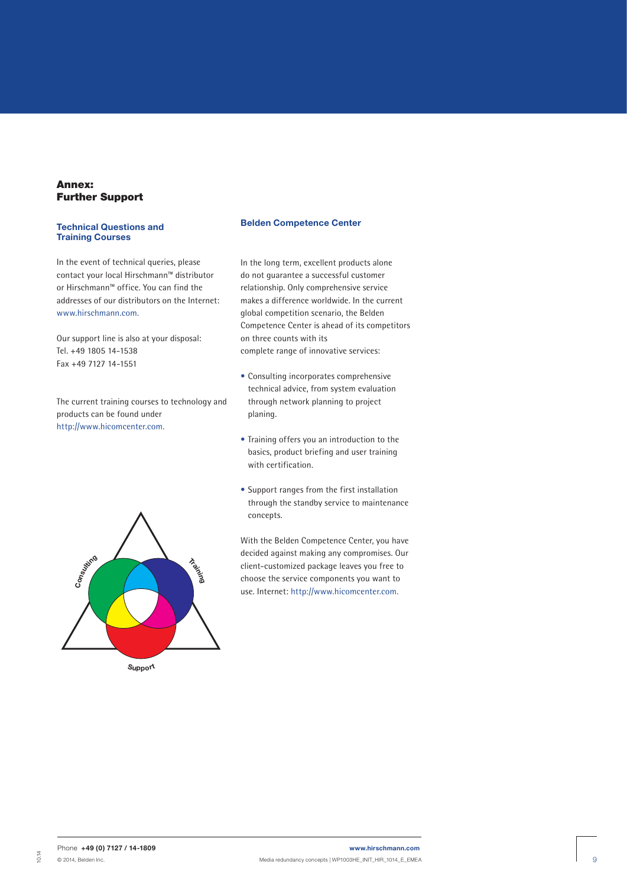# Annex: Further Support

## Technical Questions and Training Courses

In the event of technical queries, please contact your local Hirschmann™ distributor or Hirschmann™ office. You can find the addresses of our distributors on the Internet: www.hirschmann.com.

Our support line is also at your disposal:
Tel. +49 1805 14-1538
Fax +49 7127 14-1551

The current training courses to technology and products can be found under http://www.hicomcenter.com.

Consulting

Training

Support

## Belden Competence Center

In the long term, excellent products alone do not guarantee a successful customer relationship. Only comprehensive service makes a difference worldwide. In the current global competition scenario, the Belden Competence Center is ahead of its competitors on three counts with its complete range of innovative services:

- Consulting incorporates comprehensive technical advice, from system evaluation through network planning to project planing.
- Training offers you an introduction to the basics, product briefing and user training with certification.
- Support ranges from the first installation through the standby service to maintenance concepts.

With the Belden Competence Center, you have decided against making any compromises. Our client-customized package leaves you free to choose the service components you want to use. Internet: http://www.hicomcenter.com.